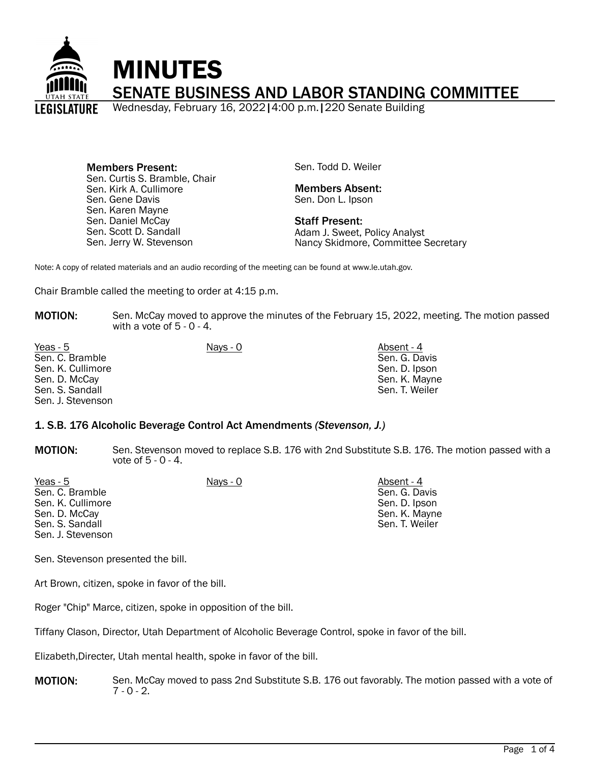# MINUTES

## SENATE BUSINESS AND LABOR STANDING COMMITTEE

Wednesday, February 16, 2022 | 4:00 p.m. | 220 Senate Building

**Members Present:**
Sen. Curtis S. Bramble, Chair
Sen. Kirk A. Cullimore
Sen. Gene Davis
Sen. Karen Mayne
Sen. Daniel McCay
Sen. Scott D. Sandall
Sen. Jerry W. Stevenson
Sen. Todd D. Weiler

**Members Absent:**
Sen. Don L. Ipson

**Staff Present:**
Adam J. Sweet, Policy Analyst
Nancy Skidmore, Committee Secretary

Note: A copy of related materials and an audio recording of the meeting can be found at www.le.utah.gov.

Chair Bramble called the meeting to order at 4:15 p.m.

**MOTION:** Sen. McCay moved to approve the minutes of the February 15, 2022, meeting. The motion passed with a vote of 5 - 0 - 4.

| Yeas - 5 | Nays - 0 | Absent - 4 |
|---|---|---|
| Sen. C. Bramble | | Sen. G. Davis |
| Sen. K. Cullimore | | Sen. D. Ipson |
| Sen. D. McCay | | Sen. K. Mayne |
| Sen. S. Sandall | | Sen. T. Weiler |
| Sen. J. Stevenson | | |

### 1. S.B. 176 Alcoholic Beverage Control Act Amendments *(Stevenson, J.)*

**MOTION:** Sen. Stevenson moved to replace S.B. 176 with 2nd Substitute S.B. 176. The motion passed with a vote of 5 - 0 - 4.

| Yeas - 5 | Nays - 0 | Absent - 4 |
|---|---|---|
| Sen. C. Bramble | | Sen. G. Davis |
| Sen. K. Cullimore | | Sen. D. Ipson |
| Sen. D. McCay | | Sen. K. Mayne |
| Sen. S. Sandall | | Sen. T. Weiler |
| Sen. J. Stevenson | | |

Sen. Stevenson presented the bill.

Art Brown, citizen, spoke in favor of the bill.

Roger "Chip" Marce, citizen, spoke in opposition of the bill.

Tiffany Clason, Director, Utah Department of Alcoholic Beverage Control, spoke in favor of the bill.

Elizabeth,Directer, Utah mental health, spoke in favor of the bill.

**MOTION:** Sen. McCay moved to pass 2nd Substitute S.B. 176 out favorably. The motion passed with a vote of 7 - 0 - 2.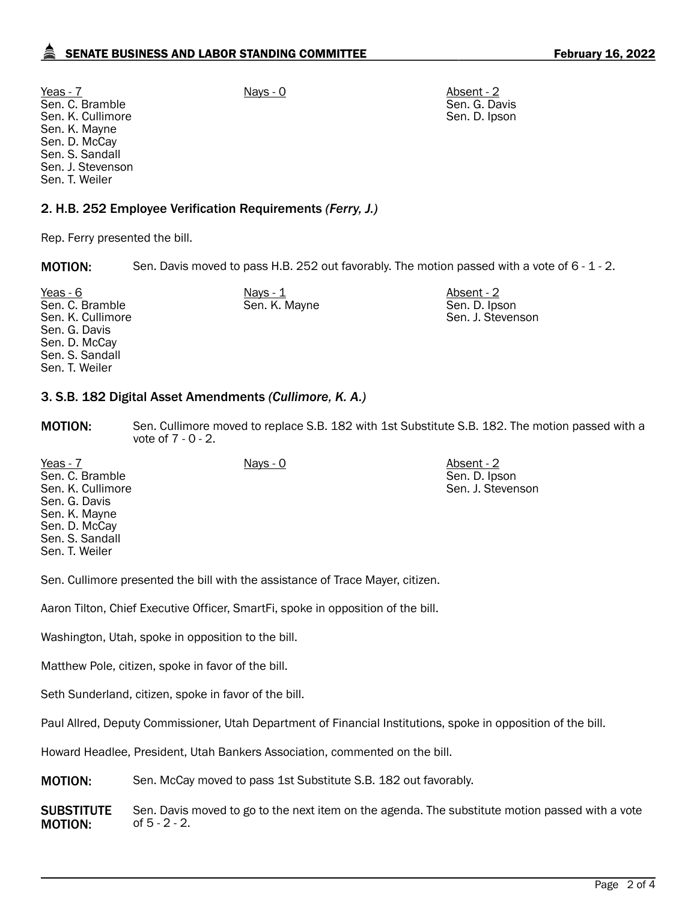| Yeas - 7 | Nays - 0 | Absent - 2 |
|---|---|---|
| Sen. C. Bramble | | Sen. G. Davis |
| Sen. K. Cullimore | | Sen. D. Ipson |
| Sen. K. Mayne | | |
| Sen. D. McCay | | |
| Sen. S. Sandall | | |
| Sen. J. Stevenson | | |
| Sen. T. Weiler | | |

### 2. H.B. 252 Employee Verification Requirements *(Ferry, J.)*

Rep. Ferry presented the bill.

**MOTION:** Sen. Davis moved to pass H.B. 252 out favorably. The motion passed with a vote of 6 - 1 - 2.

| Yeas - 6 | Nays - 1 | Absent - 2 |
|---|---|---|
| Sen. C. Bramble | Sen. K. Mayne | Sen. D. Ipson |
| Sen. K. Cullimore | | Sen. J. Stevenson |
| Sen. G. Davis | | |
| Sen. D. McCay | | |
| Sen. S. Sandall | | |
| Sen. T. Weiler | | |

### 3. S.B. 182 Digital Asset Amendments *(Cullimore, K. A.)*

**MOTION:** Sen. Cullimore moved to replace S.B. 182 with 1st Substitute S.B. 182. The motion passed with a vote of 7 - 0 - 2.

| Yeas - 7 | Nays - 0 | Absent - 2 |
|---|---|---|
| Sen. C. Bramble | | Sen. D. Ipson |
| Sen. K. Cullimore | | Sen. J. Stevenson |
| Sen. G. Davis | | |
| Sen. K. Mayne | | |
| Sen. D. McCay | | |
| Sen. S. Sandall | | |
| Sen. T. Weiler | | |

Sen. Cullimore presented the bill with the assistance of Trace Mayer, citizen.

Aaron Tilton, Chief Executive Officer, SmartFi, spoke in opposition of the bill.

Washington, Utah, spoke in opposition to the bill.

Matthew Pole, citizen, spoke in favor of the bill.

Seth Sunderland, citizen, spoke in favor of the bill.

Paul Allred, Deputy Commissioner, Utah Department of Financial Institutions, spoke in opposition of the bill.

Howard Headlee, President, Utah Bankers Association, commented on the bill.

**MOTION:** Sen. McCay moved to pass 1st Substitute S.B. 182 out favorably.

**SUBSTITUTE MOTION:** Sen. Davis moved to go to the next item on the agenda. The substitute motion passed with a vote of 5 - 2 - 2.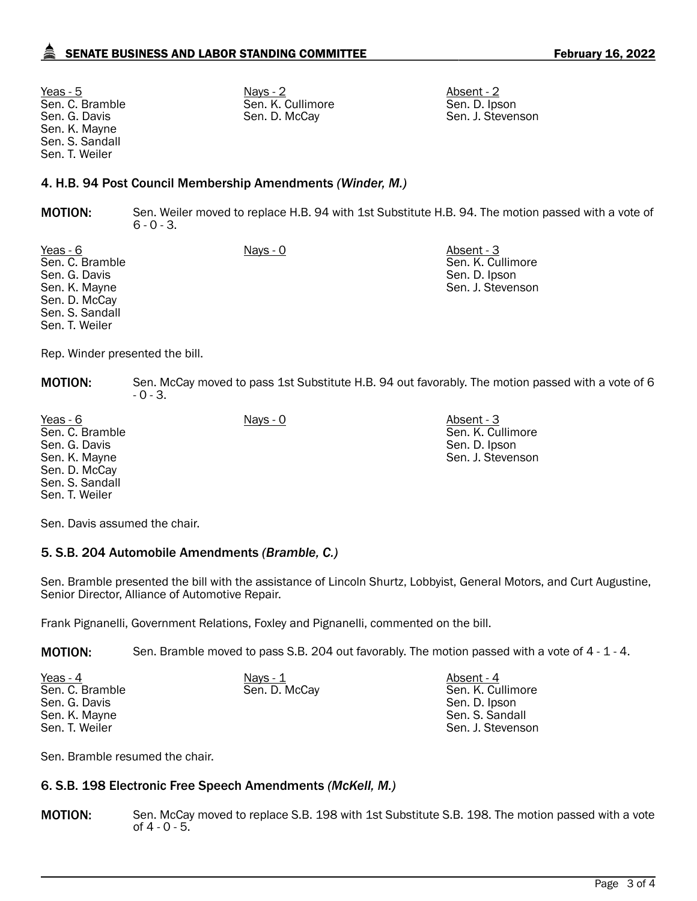| Yeas - 5 | Nays - 2 | Absent - 2 |
|---|---|---|
| Sen. C. Bramble | Sen. K. Cullimore | Sen. D. Ipson |
| Sen. G. Davis | Sen. D. McCay | Sen. J. Stevenson |
| Sen. K. Mayne | | |
| Sen. S. Sandall | | |
| Sen. T. Weiler | | |

### 4. H.B. 94 Post Council Membership Amendments *(Winder, M.)*

**MOTION:** Sen. Weiler moved to replace H.B. 94 with 1st Substitute H.B. 94. The motion passed with a vote of 6 - 0 - 3.

| Yeas - 6 | Nays - 0 | Absent - 3 |
|---|---|---|
| Sen. C. Bramble | | Sen. K. Cullimore |
| Sen. G. Davis | | Sen. D. Ipson |
| Sen. K. Mayne | | Sen. J. Stevenson |
| Sen. D. McCay | | |
| Sen. S. Sandall | | |
| Sen. T. Weiler | | |

Rep. Winder presented the bill.

**MOTION:** Sen. McCay moved to pass 1st Substitute H.B. 94 out favorably. The motion passed with a vote of 6 - 0 - 3.

| Yeas - 6 | Nays - 0 | Absent - 3 |
|---|---|---|
| Sen. C. Bramble | | Sen. K. Cullimore |
| Sen. G. Davis | | Sen. D. Ipson |
| Sen. K. Mayne | | Sen. J. Stevenson |
| Sen. D. McCay | | |
| Sen. S. Sandall | | |
| Sen. T. Weiler | | |

Sen. Davis assumed the chair.

### 5. S.B. 204 Automobile Amendments *(Bramble, C.)*

Sen. Bramble presented the bill with the assistance of Lincoln Shurtz, Lobbyist, General Motors, and Curt Augustine, Senior Director, Alliance of Automotive Repair.

Frank Pignanelli, Government Relations, Foxley and Pignanelli, commented on the bill.

**MOTION:** Sen. Bramble moved to pass S.B. 204 out favorably. The motion passed with a vote of 4 - 1 - 4.

| Yeas - 4 | Nays - 1 | Absent - 4 |
|---|---|---|
| Sen. C. Bramble | Sen. D. McCay | Sen. K. Cullimore |
| Sen. G. Davis | | Sen. D. Ipson |
| Sen. K. Mayne | | Sen. S. Sandall |
| Sen. T. Weiler | | Sen. J. Stevenson |

Sen. Bramble resumed the chair.

### 6. S.B. 198 Electronic Free Speech Amendments *(McKell, M.)*

**MOTION:** Sen. McCay moved to replace S.B. 198 with 1st Substitute S.B. 198. The motion passed with a vote of 4 - 0 - 5.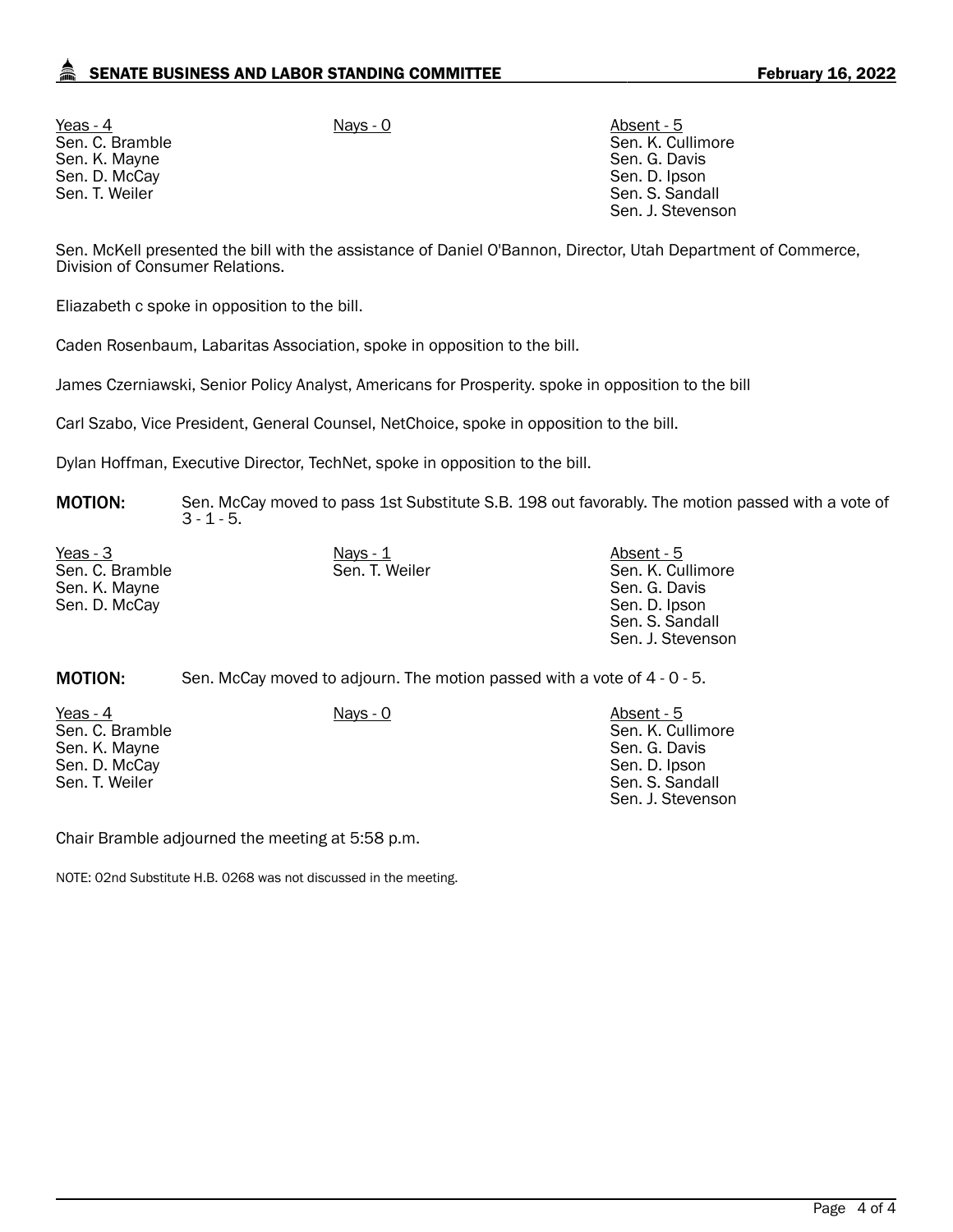| Yeas - 4 | Nays - 0 | Absent - 5 |
|---|---|---|
| Sen. C. Bramble | | Sen. K. Cullimore |
| Sen. K. Mayne | | Sen. G. Davis |
| Sen. D. McCay | | Sen. D. Ipson |
| Sen. T. Weiler | | Sen. S. Sandall |
| | | Sen. J. Stevenson |

Sen. McKell presented the bill with the assistance of Daniel O'Bannon, Director, Utah Department of Commerce, Division of Consumer Relations.

Eliazabeth c spoke in opposition to the bill.

Caden Rosenbaum, Labaritas Association, spoke in opposition to the bill.

James Czerniawski, Senior Policy Analyst, Americans for Prosperity. spoke in opposition to the bill

Carl Szabo, Vice President, General Counsel, NetChoice, spoke in opposition to the bill.

Dylan Hoffman, Executive Director, TechNet, spoke in opposition to the bill.

**MOTION:** Sen. McCay moved to pass 1st Substitute S.B. 198 out favorably. The motion passed with a vote of 3 - 1 - 5.

| Yeas - 3 | Nays - 1 | Absent - 5 |
|---|---|---|
| Sen. C. Bramble | Sen. T. Weiler | Sen. K. Cullimore |
| Sen. K. Mayne | | Sen. G. Davis |
| Sen. D. McCay | | Sen. D. Ipson |
| | | Sen. S. Sandall |
| | | Sen. J. Stevenson |

**MOTION:** Sen. McCay moved to adjourn. The motion passed with a vote of 4 - 0 - 5.

| Yeas - 4 | Nays - 0 | Absent - 5 |
|---|---|---|
| Sen. C. Bramble | | Sen. K. Cullimore |
| Sen. K. Mayne | | Sen. G. Davis |
| Sen. D. McCay | | Sen. D. Ipson |
| Sen. T. Weiler | | Sen. S. Sandall |
| | | Sen. J. Stevenson |

Chair Bramble adjourned the meeting at 5:58 p.m.

NOTE: 02nd Substitute H.B. 0268 was not discussed in the meeting.